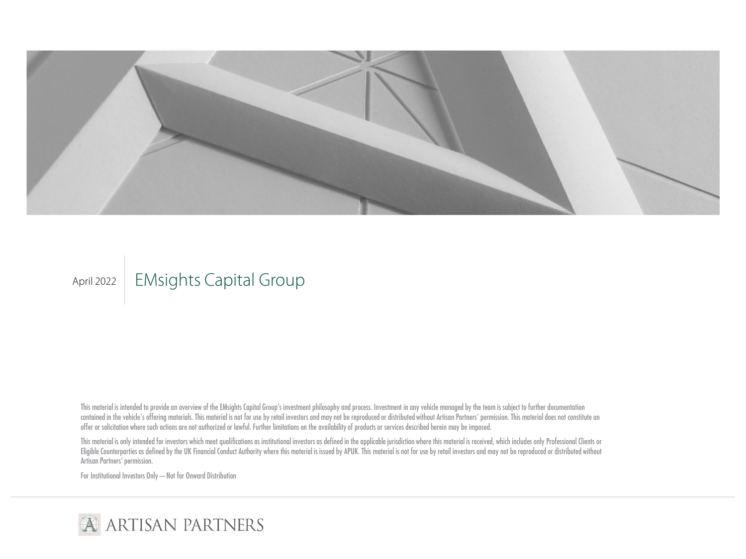April 2022

# EMsights Capital Group

This material is intended to provide an overview of the EMsights Capital Group's investment philosophy and process. Investment in any vehicle managed by the team is subject to further documentation contained in the vehicle's offering materials. This material is not for use by retail investors and may not be reproduced or distributed without Artisan Partners' permission. This material does not constitute an offer or solicitation where such actions are not authorized or lawful. Further limitations on the availability of products or services described herein may be imposed.

This material is only intended for investors which meet qualifications as institutional investors as defined in the applicable jurisdiction where this material is received, which includes only Professional Clients or Eligible Counterparties as defined by the UK Financial Conduct Authority where this material is issued by APUK. This material is not for use by retail investors and may not be reproduced or distributed without Artisan Partners' permission.

For Institutional Investors Only—Not for Onward Distribution

ARTISAN PARTNERS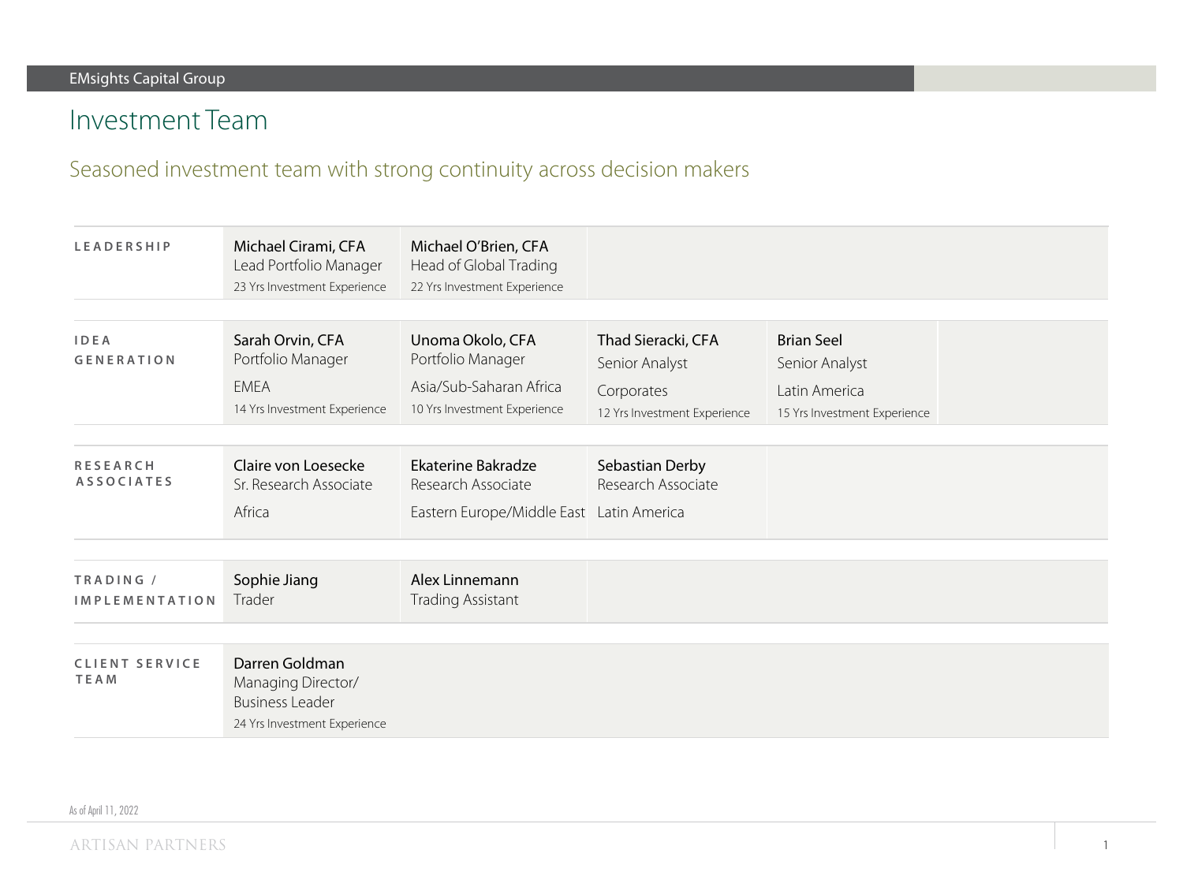EMsights Capital Group

# Investment Team

## Seasoned investment team with strong continuity across decision makers

| | | | | |
|---|---|---|---|---|
| **LEADERSHIP** | Michael Cirami, CFA<br>Lead Portfolio Manager<br>23 Yrs Investment Experience | Michael O'Brien, CFA<br>Head of Global Trading<br>22 Yrs Investment Experience | | |
| **IDEA GENERATION** | Sarah Orvin, CFA<br>Portfolio Manager<br>EMEA<br>14 Yrs Investment Experience | Unoma Okolo, CFA<br>Portfolio Manager<br>Asia/Sub-Saharan Africa<br>10 Yrs Investment Experience | Thad Sieracki, CFA<br>Senior Analyst<br>Corporates<br>12 Yrs Investment Experience | Brian Seel<br>Senior Analyst<br>Latin America<br>15 Yrs Investment Experience |
| **RESEARCH ASSOCIATES** | Claire von Loesecke<br>Sr. Research Associate<br>Africa | Ekaterine Bakradze<br>Research Associate<br>Eastern Europe/Middle East | Sebastian Derby<br>Research Associate<br>Latin America | |
| **TRADING / IMPLEMENTATION** | Sophie Jiang<br>Trader | Alex Linnemann<br>Trading Assistant | | |
| **CLIENT SERVICE TEAM** | Darren Goldman<br>Managing Director/<br>Business Leader<br>24 Yrs Investment Experience | | | |

As of April 11, 2022

ARTISAN PARTNERS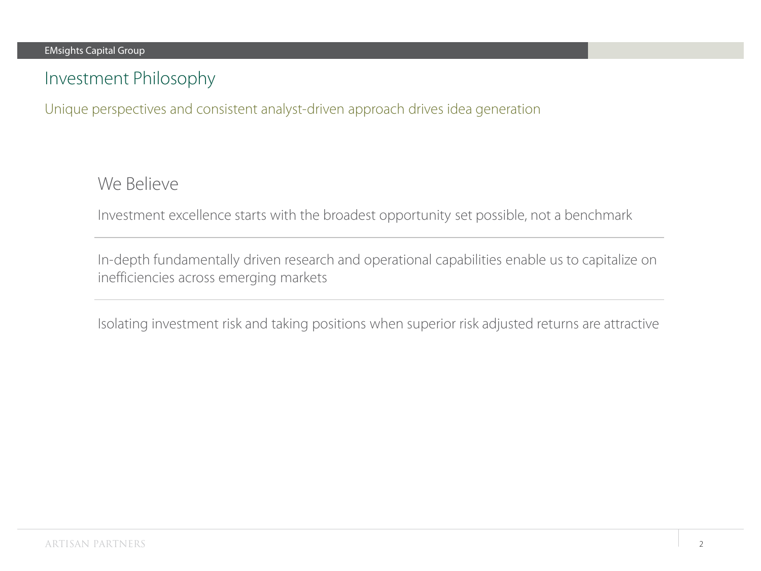# Investment Philosophy

Unique perspectives and consistent analyst-driven approach drives idea generation

## We Believe

Investment excellence starts with the broadest opportunity set possible, not a benchmark

---

In-depth fundamentally driven research and operational capabilities enable us to capitalize on inefficiencies across emerging markets

---

Isolating investment risk and taking positions when superior risk adjusted returns are attractive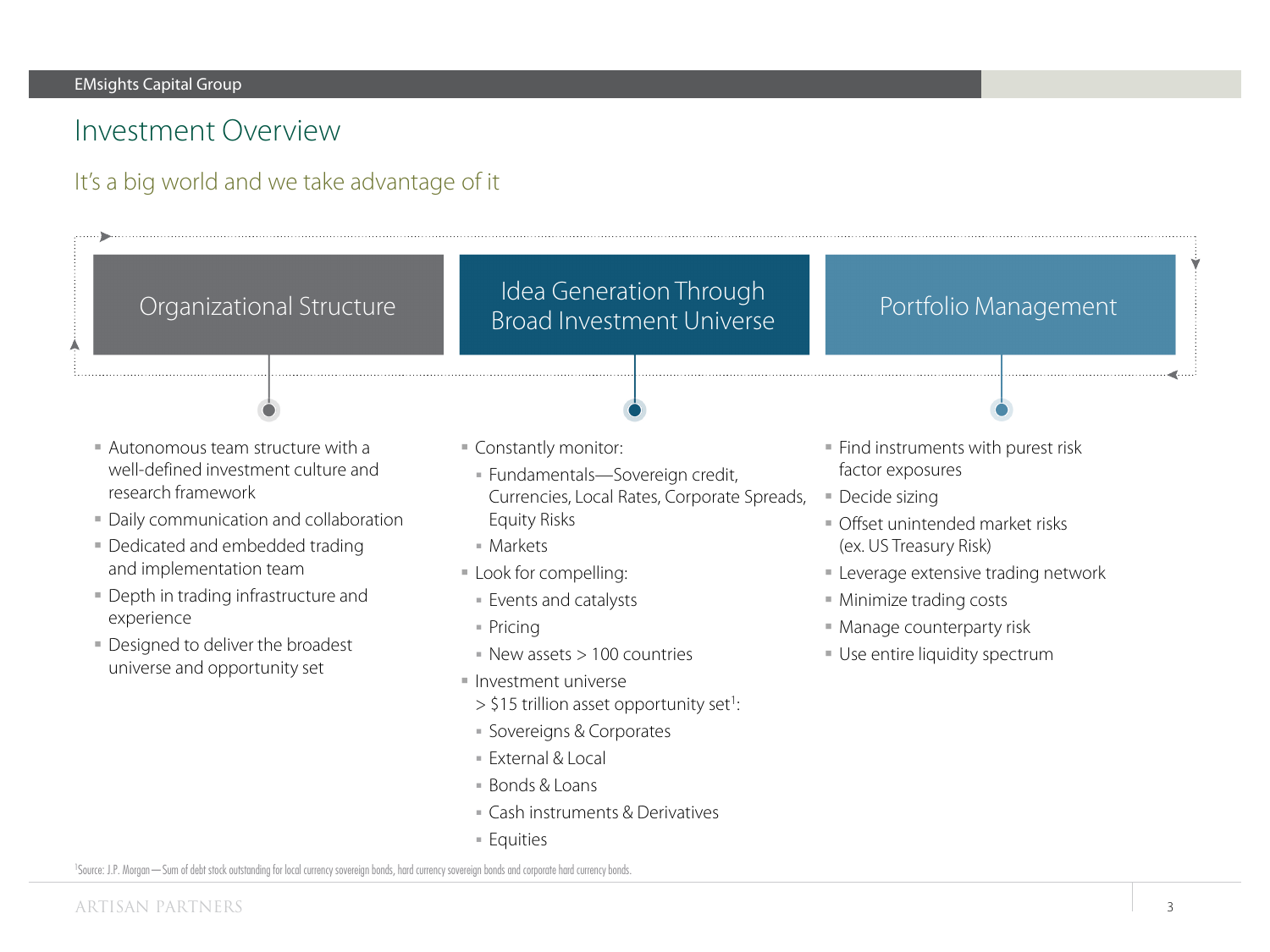EMsights Capital Group

# Investment Overview

## It's a big world and we take advantage of it

### Organizational Structure

- Autonomous team structure with a well-defined investment culture and research framework
- Daily communication and collaboration
- Dedicated and embedded trading and implementation team
- Depth in trading infrastructure and experience
- Designed to deliver the broadest universe and opportunity set

### Idea Generation Through Broad Investment Universe

- Constantly monitor:
  - Fundamentals—Sovereign credit, Currencies, Local Rates, Corporate Spreads, Equity Risks
  - Markets
- Look for compelling:
  - Events and catalysts
  - Pricing
  - New assets > 100 countries
- Investment universe > $15 trillion asset opportunity set[1]:
  - Sovereigns & Corporates
  - External & Local
  - Bonds & Loans
  - Cash instruments & Derivatives
  - Equities

### Portfolio Management

- Find instruments with purest risk factor exposures
- Decide sizing
- Offset unintended market risks (ex. US Treasury Risk)
- Leverage extensive trading network
- Minimize trading costs
- Manage counterparty risk
- Use entire liquidity spectrum

[1]Source: J.P. Morgan—Sum of debt stock outstanding for local currency sovereign bonds, hard currency sovereign bonds and corporate hard currency bonds.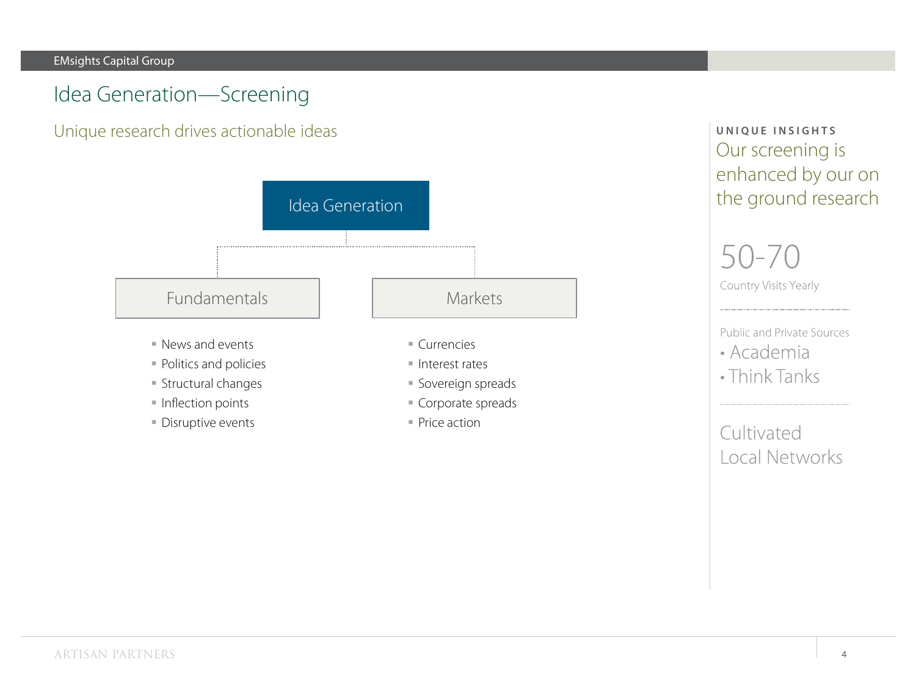# Idea Generation—Screening

## Unique research drives actionable ideas

**Idea Generation**

### Fundamentals

- News and events
- Politics and policies
- Structural changes
- Inflection points
- Disruptive events

### Markets

- Currencies
- Interest rates
- Sovereign spreads
- Corporate spreads
- Price action

---

**UNIQUE INSIGHTS**

Our screening is enhanced by our on the ground research

**50-70**
Country Visits Yearly

Public and Private Sources
- Academia
- Think Tanks

Cultivated Local Networks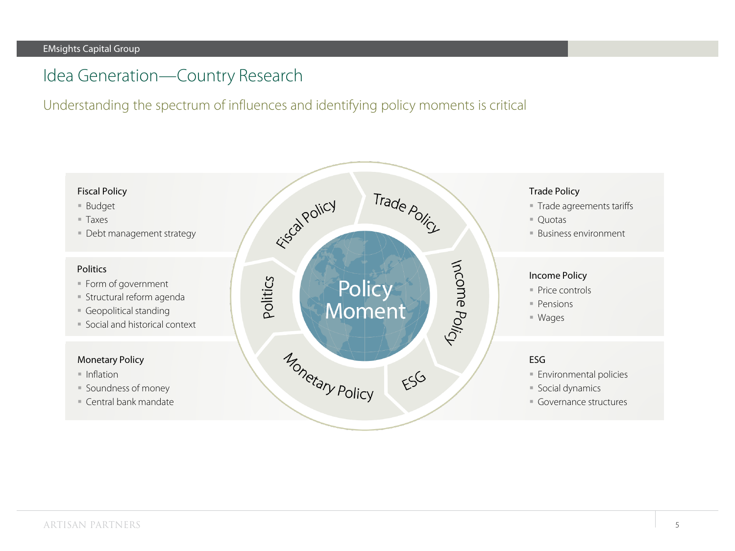# Idea Generation—Country Research

## Understanding the spectrum of influences and identifying policy moments is critical

### Fiscal Policy
- Budget
- Taxes
- Debt management strategy

### Politics
- Form of government
- Structural reform agenda
- Geopolitical standing
- Social and historical context

### Monetary Policy
- Inflation
- Soundness of money
- Central bank mandate

### Trade Policy
- Trade agreements tariffs
- Quotas
- Business environment

### Income Policy
- Price controls
- Pensions
- Wages

### ESG
- Environmental policies
- Social dynamics
- Governance structures

Fiscal Policy | Trade Policy | Income Policy | ESG | Monetary Policy | Politics

Policy Moment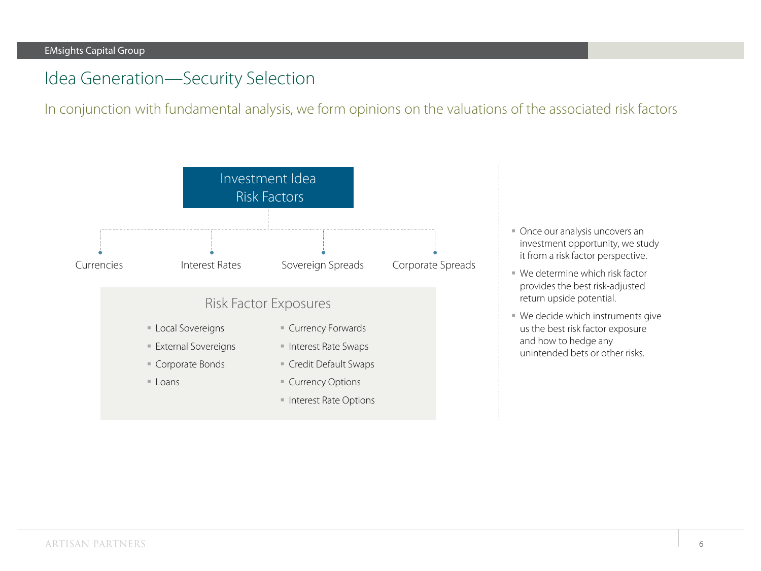# Idea Generation—Security Selection

## In conjunction with fundamental analysis, we form opinions on the valuations of the associated risk factors

### Investment Idea Risk Factors

- Currencies
- Interest Rates
- Sovereign Spreads
- Corporate Spreads

### Risk Factor Exposures

- Local Sovereigns
- External Sovereigns
- Corporate Bonds
- Loans
- Currency Forwards
- Interest Rate Swaps
- Credit Default Swaps
- Currency Options
- Interest Rate Options

---

- Once our analysis uncovers an investment opportunity, we study it from a risk factor perspective.
- We determine which risk factor provides the best risk-adjusted return upside potential.
- We decide which instruments give us the best risk factor exposure and how to hedge any unintended bets or other risks.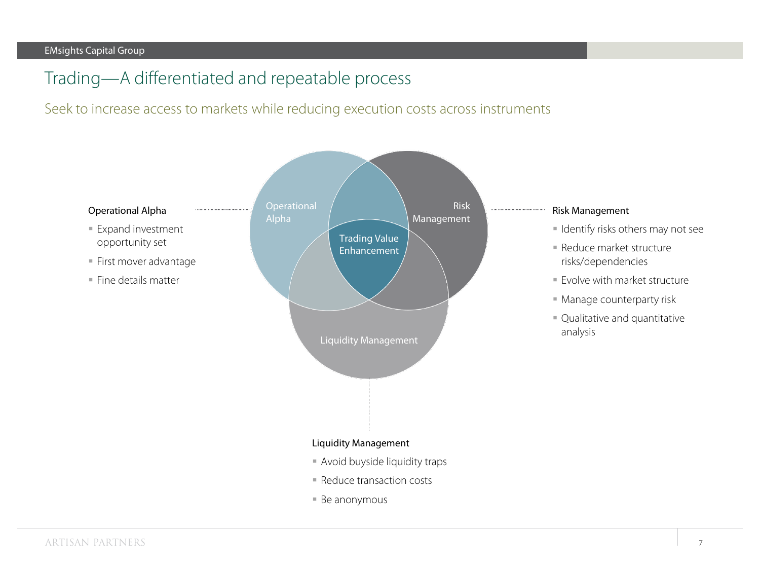# Trading—A differentiated and repeatable process

## Seek to increase access to markets while reducing execution costs across instruments

Operational Alpha

Risk Management

Trading Value Enhancement

Liquidity Management

**Operational Alpha**

- Expand investment opportunity set
- First mover advantage
- Fine details matter

**Risk Management**

- Identify risks others may not see
- Reduce market structure risks/dependencies
- Evolve with market structure
- Manage counterparty risk
- Qualitative and quantitative analysis

**Liquidity Management**

- Avoid buyside liquidity traps
- Reduce transaction costs
- Be anonymous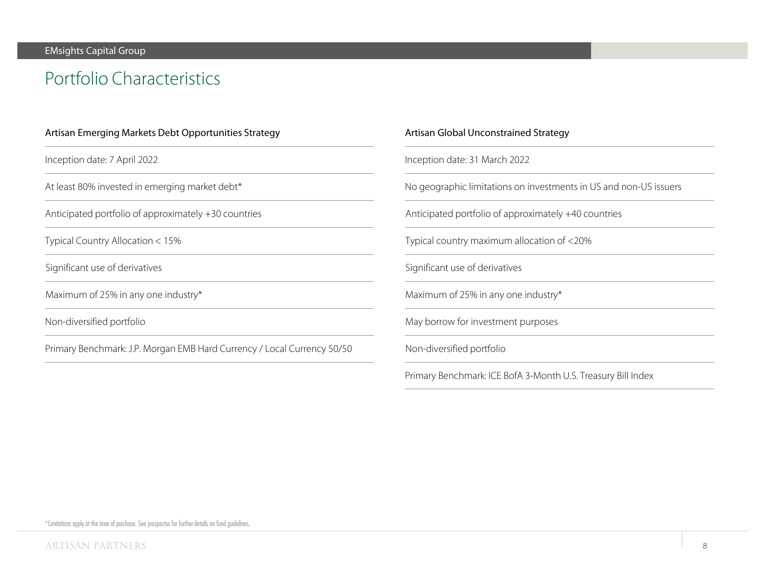# Portfolio Characteristics

### Artisan Emerging Markets Debt Opportunities Strategy

- Inception date: 7 April 2022
- At least 80% invested in emerging market debt*
- Anticipated portfolio of approximately +30 countries
- Typical Country Allocation < 15%
- Significant use of derivatives
- Maximum of 25% in any one industry*
- Non-diversified portfolio
- Primary Benchmark: J.P. Morgan EMB Hard Currency / Local Currency 50/50

### Artisan Global Unconstrained Strategy

- Inception date: 31 March 2022
- No geographic limitations on investments in US and non-US issuers
- Anticipated portfolio of approximately +40 countries
- Typical country maximum allocation of <20%
- Significant use of derivatives
- Maximum of 25% in any one industry*
- May borrow for investment purposes
- Non-diversified portfolio
- Primary Benchmark: ICE BofA 3-Month U.S. Treasury Bill Index

*Limitations apply at the time of purchase. See prospectus for further details on fund guidelines.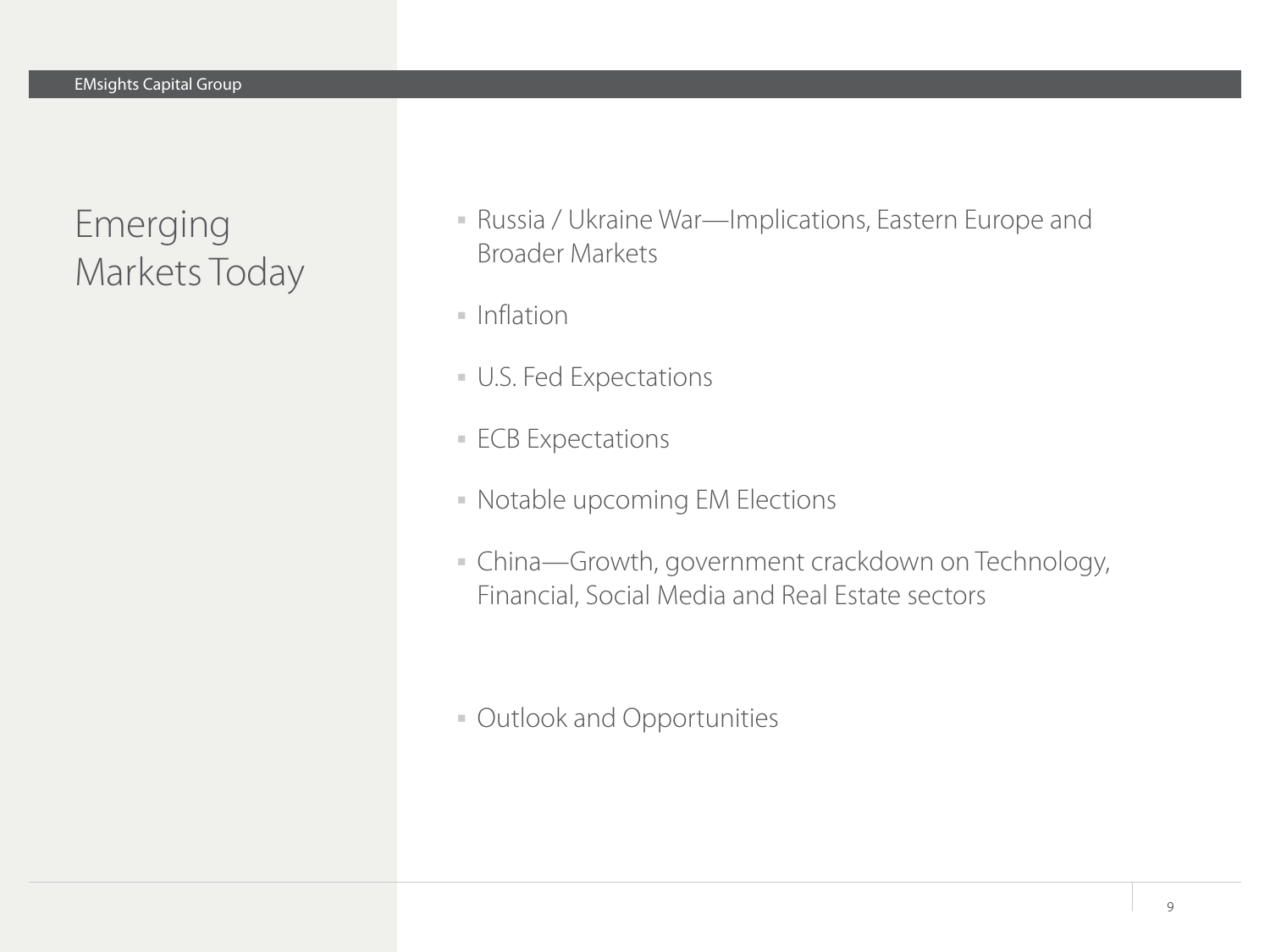# Emerging Markets Today

- Russia / Ukraine War—Implications, Eastern Europe and Broader Markets
- Inflation
- U.S. Fed Expectations
- ECB Expectations
- Notable upcoming EM Elections
- China—Growth, government crackdown on Technology, Financial, Social Media and Real Estate sectors
- Outlook and Opportunities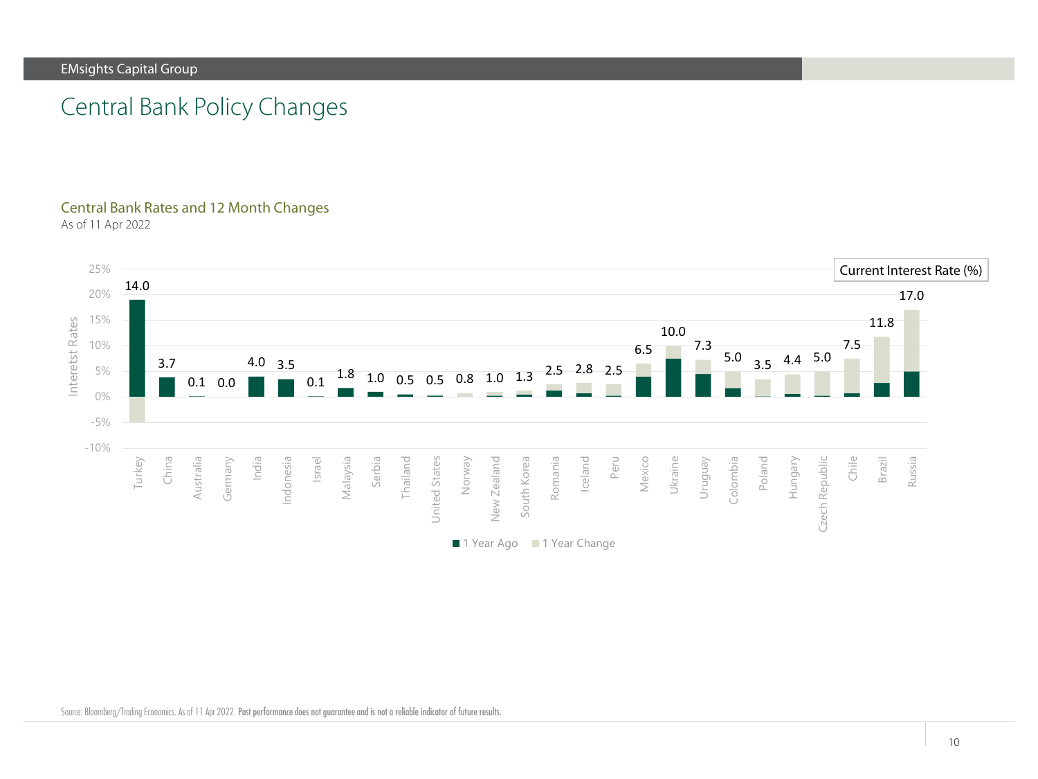## Central Bank Policy Changes

### Central Bank Rates and 12 Month Changes

As of 11 Apr 2022

| Country | Current Interest Rate (%) |
|---|---|
| Turkey | 14.0 |
| China | 3.7 |
| Australia | 0.1 |
| Germany | 0.0 |
| India | 4.0 |
| Indonesia | 3.5 |
| Israel | 0.1 |
| Malaysia | 1.8 |
| Serbia | 1.0 |
| Thailand | 0.5 |
| United States | 0.5 |
| Norway | 0.8 |
| New Zealand | 1.0 |
| South Korea | 1.3 |
| Romania | 2.5 |
| Iceland | 2.8 |
| Peru | 2.5 |
| Mexico | 6.5 |
| Ukraine | 10.0 |
| Uruguay | 7.3 |
| Colombia | 5.0 |
| Poland | 3.5 |
| Hungary | 4.4 |
| Czech Republic | 5.0 |
| Chile | 7.5 |
| Brazil | 11.8 |
| Russia | 17.0 |

Legend: 1 Year Ago; 1 Year Change. Y-axis: Interetst Rates (-10% to 25%).

Source: Bloomberg/Trading Economics. As of 11 Apr 2022. **Past performance does not guarantee and is not a reliable indicator of future results.**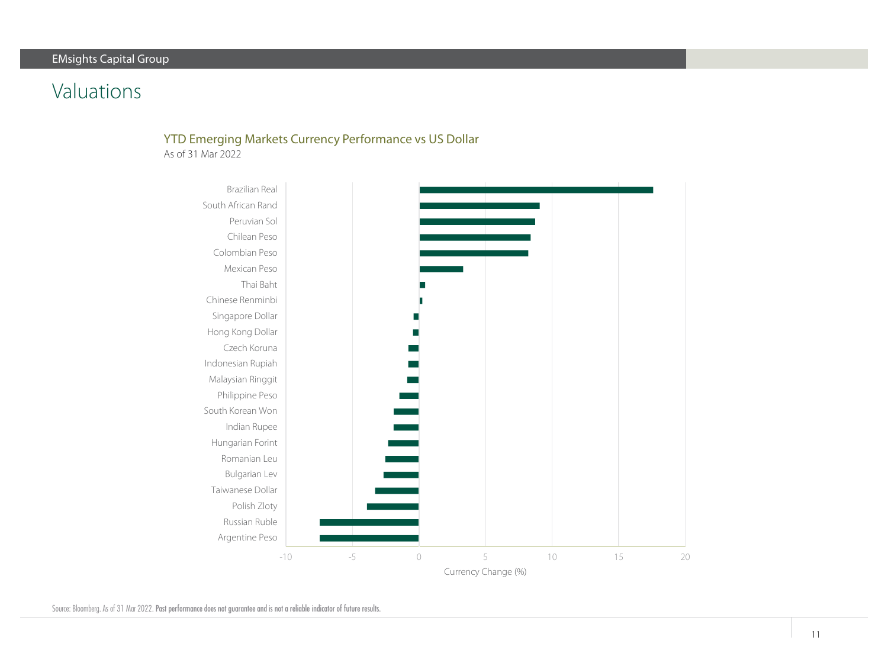# Valuations

## YTD Emerging Markets Currency Performance vs US Dollar

As of 31 Mar 2022

| Currency | Currency Change (%) |
|---|---|
| Brazilian Real | ~17.6 |
| South African Rand | ~9.1 |
| Peruvian Sol | ~8.7 |
| Chilean Peso | ~8.4 |
| Colombian Peso | ~8.2 |
| Mexican Peso | ~3.3 |
| Thai Baht | ~0.4 |
| Chinese Renminbi | ~0.2 |
| Singapore Dollar | ~-0.4 |
| Hong Kong Dollar | ~-0.4 |
| Czech Koruna | ~-0.8 |
| Indonesian Rupiah | ~-0.8 |
| Malaysian Ringgit | ~-0.9 |
| Philippine Peso | ~-1.5 |
| South Korean Won | ~-1.9 |
| Indian Rupee | ~-1.9 |
| Hungarian Forint | ~-2.3 |
| Romanian Leu | ~-2.5 |
| Bulgarian Lev | ~-2.6 |
| Taiwanese Dollar | ~-3.3 |
| Polish Zloty | ~-3.9 |
| Russian Ruble | ~-7.4 |
| Argentine Peso | ~-7.4 |

Values are approximate, estimated from the bar chart (axis range -10 to 20).

Source: Bloomberg. As of 31 Mar 2022. **Past performance does not guarantee and is not a reliable indicator of future results.**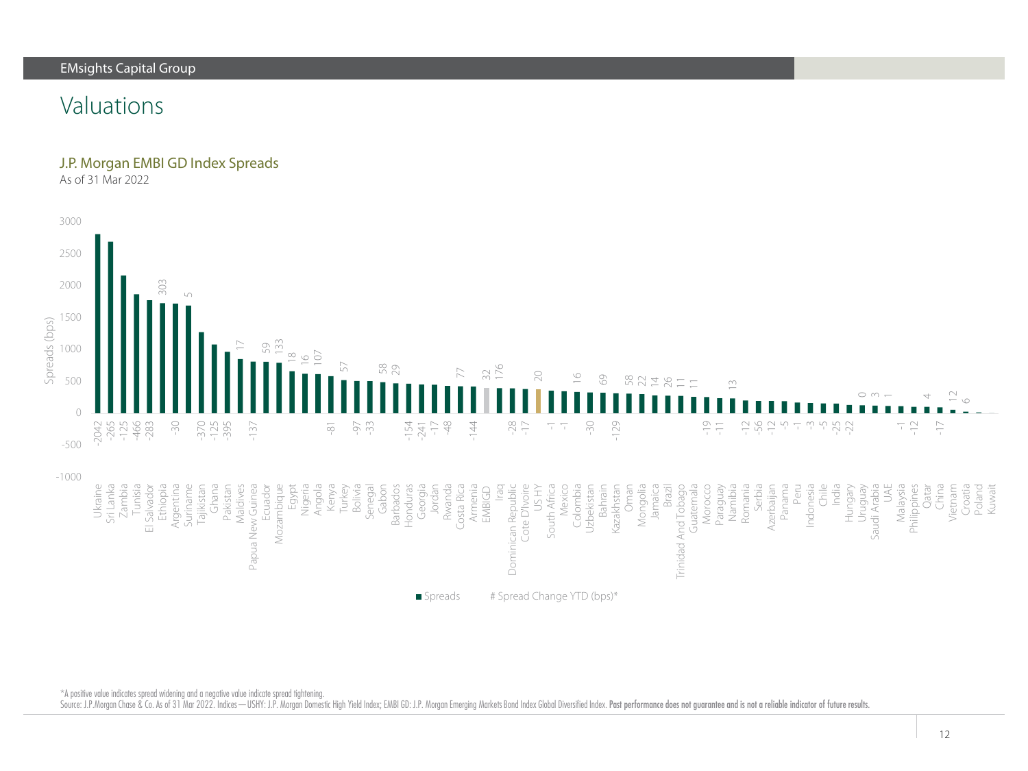# Valuations

## J.P. Morgan EMBI GD Index Spreads

As of 31 Mar 2022

| Country | # Spread Change YTD (bps)* |
|---|---|
| Ukraine | -2042 |
| Sri Lanka | -265 |
| Zambia | -125 |
| Tunisia | -466 |
| El Salvador | -283 |
| Ethiopia | 303 |
| Argentina | -30 |
| Suriname | 5 |
| Tajikistan | -370 |
| Ghana | -125 |
| Pakistan | -395 |
| Maldives | 17 |
| Papua New Guinea | -137 |
| Ecuador | 59 |
| Mozambique | 133 |
| Egypt | 18 |
| Nigeria | 16 |
| Angola | 107 |
| Kenya | -81 |
| Turkey | 57 |
| Bolivia | -97 |
| Senegal | -33 |
| Gabon | 58 |
| Barbados | 29 |
| Honduras | -154 |
| Georgia | -241 |
| Jordan | -17 |
| Rwanda | -48 |
| Costa Rica | 77 |
| Armenia | -144 |
| EMBIGD | 32 |
| Iraq | 176 |
| Dominican Republic | -28 |
| Cote D'Ivoire | -17 |
| US HY | 20 |
| South Africa | -1 |
| Mexico | -1 |
| Colombia | 16 |
| Uzbekistan | -30 |
| Bahrain | 69 |
| Kazakhstan | -129 |
| Oman | 58 |
| Mongolia | 22 |
| Jamaica | 14 |
| Brazil | 26 |
| Trinidad And Tobago | 11 |
| Guatemala | 11 |
| Morocco | -19 |
| Paraguay | -11 |
| Namibia | 13 |
| Romania | -12 |
| Serbia | -56 |
| Azerbaijan | -12 |
| Panama | -5 |
| Peru | -1 |
| Indonesia | -3 |
| Chile | -5 |
| India | -25 |
| Hungary | -22 |
| Uruguay | 0 |
| Saudi Arabia | 3 |
| UAE | 1 |
| Malaysia | -1 |
| Philippines | -12 |
| Qatar | 4 |
| China | -17 |
| Vietnam | 12 |
| Croatia | 6 |
| Poland | |
| Kuwait | |

■ Spreads # Spread Change YTD (bps)*

*A positive value indicates spread widening and a negative value indicate spread tightening.

Source: J.P.Morgan Chase & Co. As of 31 Mar 2022. Indices—USHY: J.P. Morgan Domestic High Yield Index; EMBI GD: J.P. Morgan Emerging Markets Bond Index Global Diversified Index. **Past performance does not guarantee and is not a reliable indicator of future results.**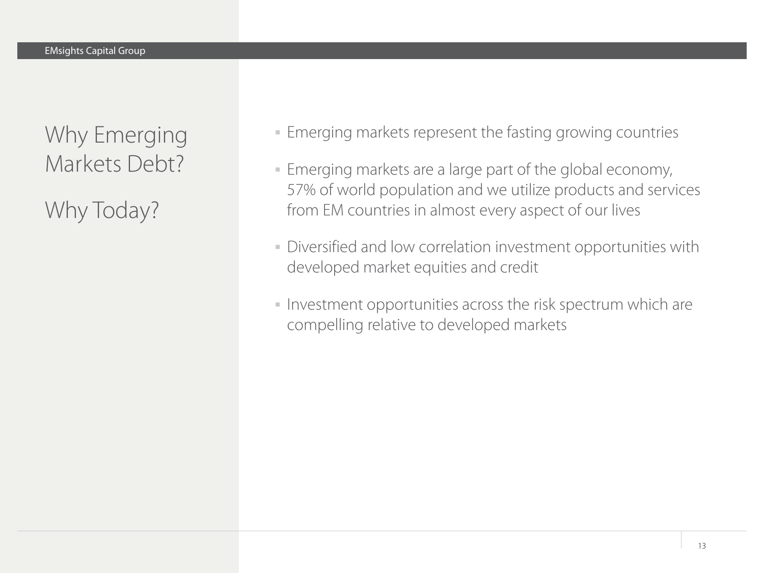# Why Emerging Markets Debt?

# Why Today?

- Emerging markets represent the fasting growing countries
- Emerging markets are a large part of the global economy, 57% of world population and we utilize products and services from EM countries in almost every aspect of our lives
- Diversified and low correlation investment opportunities with developed market equities and credit
- Investment opportunities across the risk spectrum which are compelling relative to developed markets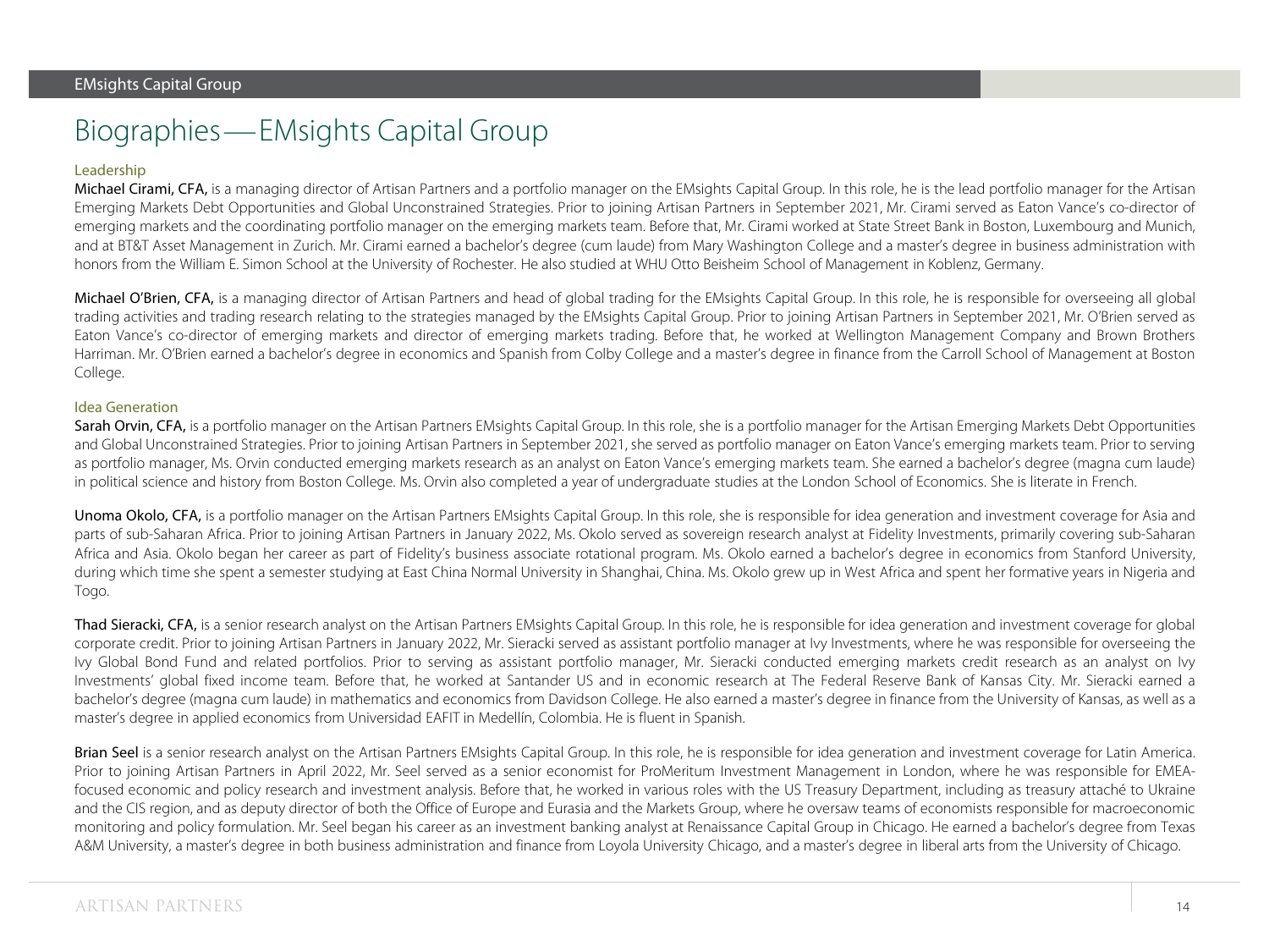# Biographies — EMsights Capital Group

## Leadership

**Michael Cirami, CFA,** is a managing director of Artisan Partners and a portfolio manager on the EMsights Capital Group. In this role, he is the lead portfolio manager for the Artisan Emerging Markets Debt Opportunities and Global Unconstrained Strategies. Prior to joining Artisan Partners in September 2021, Mr. Cirami served as Eaton Vance's co-director of emerging markets and the coordinating portfolio manager on the emerging markets team. Before that, Mr. Cirami worked at State Street Bank in Boston, Luxembourg and Munich, and at BT&T Asset Management in Zurich. Mr. Cirami earned a bachelor's degree (cum laude) from Mary Washington College and a master's degree in business administration with honors from the William E. Simon School at the University of Rochester. He also studied at WHU Otto Beisheim School of Management in Koblenz, Germany.

**Michael O'Brien, CFA,** is a managing director of Artisan Partners and head of global trading for the EMsights Capital Group. In this role, he is responsible for overseeing all global trading activities and trading research relating to the strategies managed by the EMsights Capital Group. Prior to joining Artisan Partners in September 2021, Mr. O'Brien served as Eaton Vance's co-director of emerging markets and director of emerging markets trading. Before that, he worked at Wellington Management Company and Brown Brothers Harriman. Mr. O'Brien earned a bachelor's degree in economics and Spanish from Colby College and a master's degree in finance from the Carroll School of Management at Boston College.

## Idea Generation

**Sarah Orvin, CFA,** is a portfolio manager on the Artisan Partners EMsights Capital Group. In this role, she is a portfolio manager for the Artisan Emerging Markets Debt Opportunities and Global Unconstrained Strategies. Prior to joining Artisan Partners in September 2021, she served as portfolio manager on Eaton Vance's emerging markets team. Prior to serving as portfolio manager, Ms. Orvin conducted emerging markets research as an analyst on Eaton Vance's emerging markets team. She earned a bachelor's degree (magna cum laude) in political science and history from Boston College. Ms. Orvin also completed a year of undergraduate studies at the London School of Economics. She is literate in French.

**Unoma Okolo, CFA,** is a portfolio manager on the Artisan Partners EMsights Capital Group. In this role, she is responsible for idea generation and investment coverage for Asia and parts of sub-Saharan Africa. Prior to joining Artisan Partners in January 2022, Ms. Okolo served as sovereign research analyst at Fidelity Investments, primarily covering sub-Saharan Africa and Asia. Okolo began her career as part of Fidelity's business associate rotational program. Ms. Okolo earned a bachelor's degree in economics from Stanford University, during which time she spent a semester studying at East China Normal University in Shanghai, China. Ms. Okolo grew up in West Africa and spent her formative years in Nigeria and Togo.

**Thad Sieracki, CFA,** is a senior research analyst on the Artisan Partners EMsights Capital Group. In this role, he is responsible for idea generation and investment coverage for global corporate credit. Prior to joining Artisan Partners in January 2022, Mr. Sieracki served as assistant portfolio manager at Ivy Investments, where he was responsible for overseeing the Ivy Global Bond Fund and related portfolios. Prior to serving as assistant portfolio manager, Mr. Sieracki conducted emerging markets credit research as an analyst on Ivy Investments' global fixed income team. Before that, he worked at Santander US and in economic research at The Federal Reserve Bank of Kansas City. Mr. Sieracki earned a bachelor's degree (magna cum laude) in mathematics and economics from Davidson College. He also earned a master's degree in finance from the University of Kansas, as well as a master's degree in applied economics from Universidad EAFIT in Medellín, Colombia. He is fluent in Spanish.

**Brian Seel** is a senior research analyst on the Artisan Partners EMsights Capital Group. In this role, he is responsible for idea generation and investment coverage for Latin America. Prior to joining Artisan Partners in April 2022, Mr. Seel served as a senior economist for ProMeritum Investment Management in London, where he was responsible for EMEA-focused economic and policy research and investment analysis. Before that, he worked in various roles with the US Treasury Department, including as treasury attaché to Ukraine and the CIS region, and as deputy director of both the Office of Europe and Eurasia and the Markets Group, where he oversaw teams of economists responsible for macroeconomic monitoring and policy formulation. Mr. Seel began his career as an investment banking analyst at Renaissance Capital Group in Chicago. He earned a bachelor's degree from Texas A&M University, a master's degree in both business administration and finance from Loyola University Chicago, and a master's degree in liberal arts from the University of Chicago.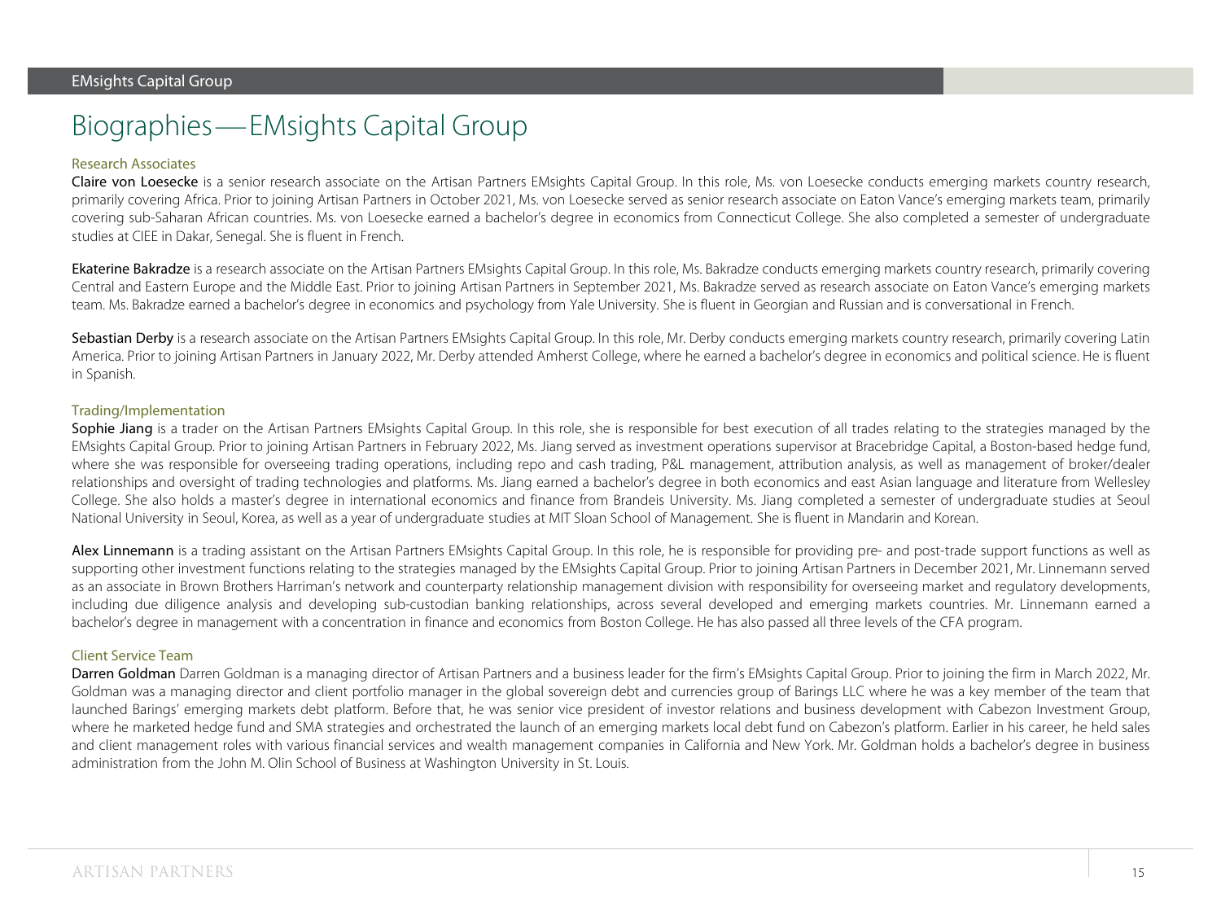# Biographies — EMsights Capital Group

### Research Associates

**Claire von Loesecke** is a senior research associate on the Artisan Partners EMsights Capital Group. In this role, Ms. von Loesecke conducts emerging markets country research, primarily covering Africa. Prior to joining Artisan Partners in October 2021, Ms. von Loesecke served as senior research associate on Eaton Vance's emerging markets team, primarily covering sub-Saharan African countries. Ms. von Loesecke earned a bachelor's degree in economics from Connecticut College. She also completed a semester of undergraduate studies at CIEE in Dakar, Senegal. She is fluent in French.

**Ekaterine Bakradze** is a research associate on the Artisan Partners EMsights Capital Group. In this role, Ms. Bakradze conducts emerging markets country research, primarily covering Central and Eastern Europe and the Middle East. Prior to joining Artisan Partners in September 2021, Ms. Bakradze served as research associate on Eaton Vance's emerging markets team. Ms. Bakradze earned a bachelor's degree in economics and psychology from Yale University. She is fluent in Georgian and Russian and is conversational in French.

**Sebastian Derby** is a research associate on the Artisan Partners EMsights Capital Group. In this role, Mr. Derby conducts emerging markets country research, primarily covering Latin America. Prior to joining Artisan Partners in January 2022, Mr. Derby attended Amherst College, where he earned a bachelor's degree in economics and political science. He is fluent in Spanish.

### Trading/Implementation

**Sophie Jiang** is a trader on the Artisan Partners EMsights Capital Group. In this role, she is responsible for best execution of all trades relating to the strategies managed by the EMsights Capital Group. Prior to joining Artisan Partners in February 2022, Ms. Jiang served as investment operations supervisor at Bracebridge Capital, a Boston-based hedge fund, where she was responsible for overseeing trading operations, including repo and cash trading, P&L management, attribution analysis, as well as management of broker/dealer relationships and oversight of trading technologies and platforms. Ms. Jiang earned a bachelor's degree in both economics and east Asian language and literature from Wellesley College. She also holds a master's degree in international economics and finance from Brandeis University. Ms. Jiang completed a semester of undergraduate studies at Seoul National University in Seoul, Korea, as well as a year of undergraduate studies at MIT Sloan School of Management. She is fluent in Mandarin and Korean.

**Alex Linnemann** is a trading assistant on the Artisan Partners EMsights Capital Group. In this role, he is responsible for providing pre- and post-trade support functions as well as supporting other investment functions relating to the strategies managed by the EMsights Capital Group. Prior to joining Artisan Partners in December 2021, Mr. Linnemann served as an associate in Brown Brothers Harriman's network and counterparty relationship management division with responsibility for overseeing market and regulatory developments, including due diligence analysis and developing sub-custodian banking relationships, across several developed and emerging markets countries. Mr. Linnemann earned a bachelor's degree in management with a concentration in finance and economics from Boston College. He has also passed all three levels of the CFA program.

### Client Service Team

**Darren Goldman** Darren Goldman is a managing director of Artisan Partners and a business leader for the firm's EMsights Capital Group. Prior to joining the firm in March 2022, Mr. Goldman was a managing director and client portfolio manager in the global sovereign debt and currencies group of Barings LLC where he was a key member of the team that launched Barings' emerging markets debt platform. Before that, he was senior vice president of investor relations and business development with Cabezon Investment Group, where he marketed hedge fund and SMA strategies and orchestrated the launch of an emerging markets local debt fund on Cabezon's platform. Earlier in his career, he held sales and client management roles with various financial services and wealth management companies in California and New York. Mr. Goldman holds a bachelor's degree in business administration from the John M. Olin School of Business at Washington University in St. Louis.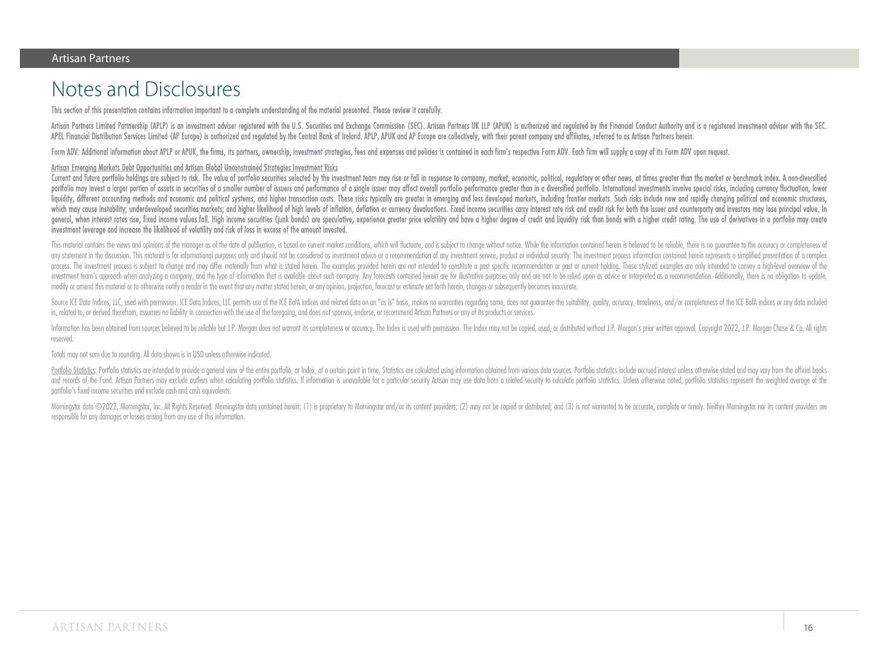# Notes and Disclosures

**This section of this presentation contains information important to a complete understanding of the material presented. Please review it carefully.**

Artisan Partners Limited Partnership (APLP) is an investment adviser registered with the U.S. Securities and Exchange Commission (SEC). Artisan Partners UK LLP (APUK) is authorized and regulated by the Financial Conduct Authority and is a registered investment adviser with the SEC. APEL Financial Distribution Services Limited (AP Europe) is authorized and regulated by the Central Bank of Ireland. APLP, APUK and AP Europe are collectively, with their parent company and affiliates, referred to as Artisan Partners herein.

Form ADV: Additional information about APLP or APUK, the firms, its partners, ownership, investment strategies, fees and expenses and policies is contained in each firm's respective Form ADV. Each firm will supply a copy of its Form ADV upon request.

**Artisan Emerging Markets Debt Opportunities and Artisan Global Unconstrained Strategies Investment Risks**

**Current and future portfolio holdings are subject to risk. The value of portfolio securities selected by the investment team may rise or fall in response to company, market, economic, political, regulatory or other news, at times greater than the market or benchmark index. A non-diversified portfolio may invest a larger portion of assets in securities of a smaller number of issuers and performance of a single issuer may affect overall portfolio performance greater than in a diversified portfolio. International investments involve special risks, including currency fluctuation, lower liquidity, different accounting methods and economic and political systems, and higher transaction costs. These risks typically are greater in emerging and less developed markets, including frontier markets. Such risks include new and rapidly changing political and economic structures, which may cause instability; underdeveloped securities markets; and higher likelihood of high levels of inflation, deflation or currency devaluations. Fixed income securities carry interest rate risk and credit risk for both the issuer and counterparty and investors may lose principal value. In general, when interest rates rise, fixed income values fall. High income securities (junk bonds) are speculative, experience greater price volatility and have a higher degree of credit and liquidity risk than bonds with a higher credit rating. The use of derivatives in a portfolio may create investment leverage and increase the likelihood of volatility and risk of loss in excess of the amount invested.**

This material contains the views and opinions of the manager as of the date of publication, is based on current market conditions, which will fluctuate, and is subject to change without notice. While the information contained herein is believed to be reliable, there is no guarantee to the accuracy or completeness of any statement in the discussion. This material is for informational purposes only and should not be considered as investment advice or a recommendation of any investment service, product or individual security. The investment process information contained herein represents a simplified presentation of a complex process. The investment process is subject to change and may differ materially from what is stated herein. The examples provided herein are not intended to constitute a past specific recommendation or past or current holding. These stylized examples are only intended to convey a high-level overview of the investment team's approach when analyzing a company, and the type of information that is available about such company. Any forecasts contained herein are for illustrative purposes only and are not to be relied upon as advice or interpreted as a recommendation. Additionally, there is no obligation to update, modify or amend this material or to otherwise notify a reader in the event that any matter stated herein, or any opinion, projection, forecast or estimate set forth herein, changes or subsequently becomes inaccurate.

Source ICE Data Indices, LLC, used with permission. ICE Data Indices, LLC permits use of the ICE BofA indices and related data on an "as is" basis, makes no warranties regarding same, does not guarantee the suitability, quality, accuracy, timeliness, and/or completeness of the ICE BofA indices or any data included in, related to, or derived therefrom, assumes no liability in connection with the use of the foregoing, and does not sponsor, endorse, or recommend Artisan Partners or any of its products or services.

Information has been obtained from sources believed to be reliable but J.P. Morgan does not warrant its completeness or accuracy. The Index is used with permission. The Index may not be copied, used, or distributed without J.P. Morgan's prior written approval. Copyright 2022, J.P. Morgan Chase & Co. All rights reserved.

Totals may not sum due to rounding. All data shown is in USD unless otherwise indicated.

Portfolio Statistics: Portfolio statistics are intended to provide a general view of the entire portfolio, or Index, at a certain point in time. Statistics are calculated using information obtained from various data sources. Portfolio statistics include accrued interest unless otherwise stated and may vary from the official books and records of the Fund. Artisan Partners may exclude outliers when calculating portfolio statistics. If information is unavailable for a particular security Artisan may use data from a related security to calculate portfolio statistics. Unless otherwise noted, portfolio statistics represent the weighted average of the portfolio's fixed income securities and exclude cash and cash equivalents.

Morningstar data ©2022, Morningstar, Inc. All Rights Reserved. Morningstar data contained herein: (1) is proprietary to Morningstar and/or its content providers; (2) may not be copied or distributed; and (3) is not warranted to be accurate, complete or timely. Neither Morningstar nor its content providers are responsible for any damages or losses arising from any use of this information.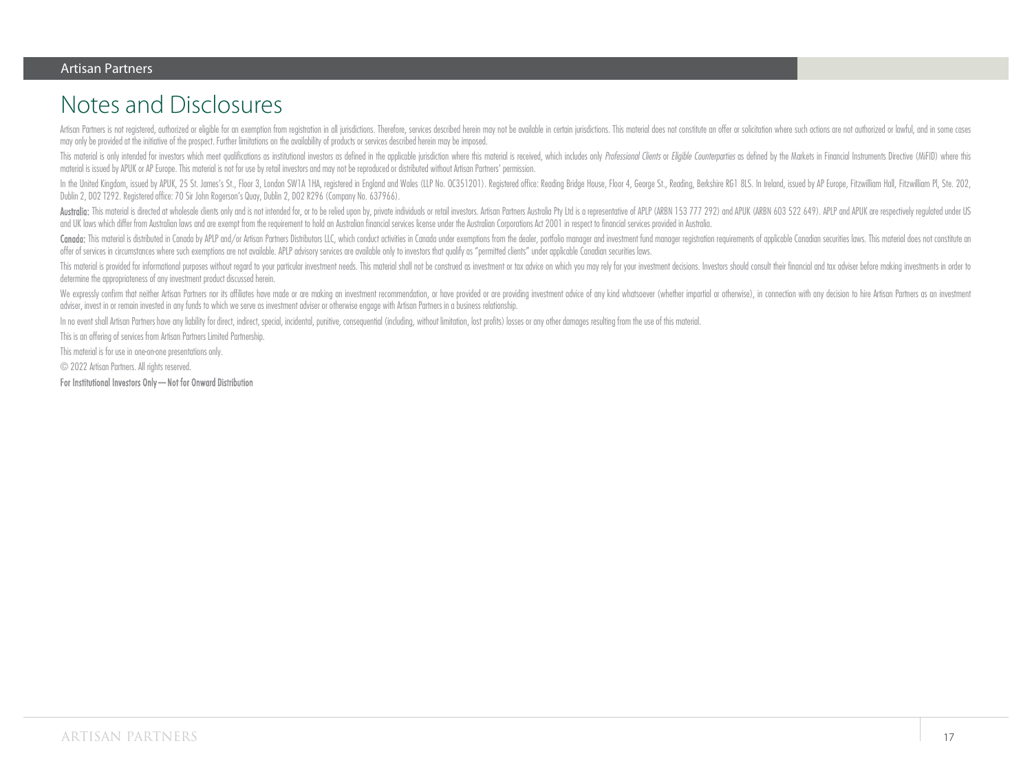# Notes and Disclosures

Artisan Partners is not registered, authorized or eligible for an exemption from registration in all jurisdictions. Therefore, services described herein may not be available in certain jurisdictions. This material does not constitute an offer or solicitation where such actions are not authorized or lawful, and in some cases may only be provided at the initiative of the prospect. Further limitations on the availability of products or services described herein may be imposed.

This material is only intended for investors which meet qualifications as institutional investors as defined in the applicable jurisdiction where this material is received, which includes only *Professional Clients* or *Eligible Counterparties* as defined by the Markets in Financial Instruments Directive (MiFID) where this material is issued by APUK or AP Europe. This material is not for use by retail investors and may not be reproduced or distributed without Artisan Partners' permission.

In the United Kingdom, issued by APUK, 25 St. James's St., Floor 3, London SW1A 1HA, registered in England and Wales (LLP No. OC351201). Registered office: Reading Bridge House, Floor 4, George St., Reading, Berkshire RG1 8LS. In Ireland, issued by AP Europe, Fitzwilliam Hall, Fitzwilliam Pl, Ste. 202, Dublin 2, D02 T292. Registered office: 70 Sir John Rogerson's Quay, Dublin 2, D02 R296 (Company No. 637966).

Australia: This material is directed at wholesale clients only and is not intended for, or to be relied upon by, private individuals or retail investors. Artisan Partners Australia Pty Ltd is a representative of APLP (ARBN 153 777 292) and APUK (ARBN 603 522 649). APLP and APUK are respectively regulated under US and UK laws which differ from Australian laws and are exempt from the requirement to hold an Australian financial services license under the Australian Corporations Act 2001 in respect to financial services provided in Australia.

Canada: This material is distributed in Canada by APLP and/or Artisan Partners Distributors LLC, which conduct activities in Canada under exemptions from the dealer, portfolio manager and investment fund manager registration requirements of applicable Canadian securities laws. This material does not constitute an offer of services in circumstances where such exemptions are not available. APLP advisory services are available only to investors that qualify as "permitted clients" under applicable Canadian securities laws.

This material is provided for informational purposes without regard to your particular investment needs. This material shall not be construed as investment or tax advice on which you may rely for your investment decisions. Investors should consult their financial and tax adviser before making investments in order to determine the appropriateness of any investment product discussed herein.

We expressly confirm that neither Artisan Partners nor its affiliates have made or are making an investment recommendation, or have provided or are providing investment advice of any kind whatsoever (whether impartial or otherwise), in connection with any decision to hire Artisan Partners as an investment adviser, invest in or remain invested in any funds to which we serve as investment adviser or otherwise engage with Artisan Partners in a business relationship.

In no event shall Artisan Partners have any liability for direct, indirect, special, incidental, punitive, consequential (including, without limitation, lost profits) losses or any other damages resulting from the use of this material.

This is an offering of services from Artisan Partners Limited Partnership.

This material is for use in one-on-one presentations only.

© 2022 Artisan Partners. All rights reserved.

**For Institutional Investors Only—Not for Onward Distribution**